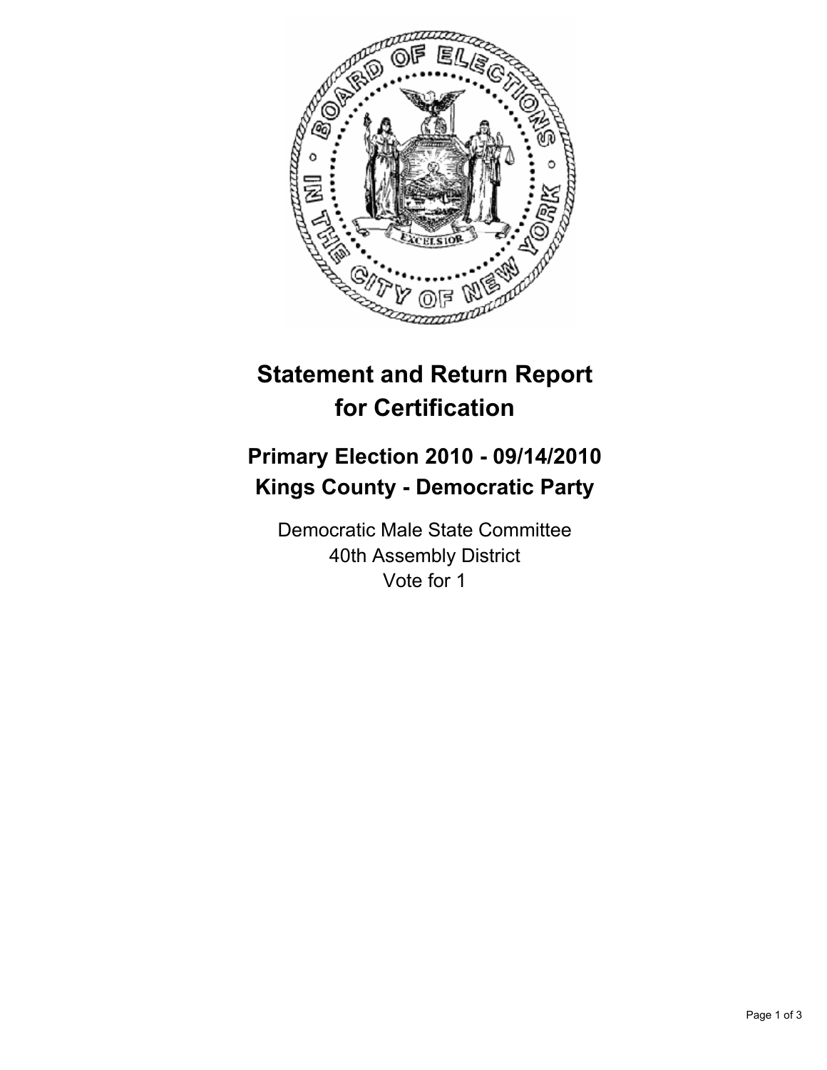# Statement and Return Report for Certification

## Primary Election 2010 - 09/14/2010
## Kings County - Democratic Party

Democratic Male State Committee
40th Assembly District
Vote for 1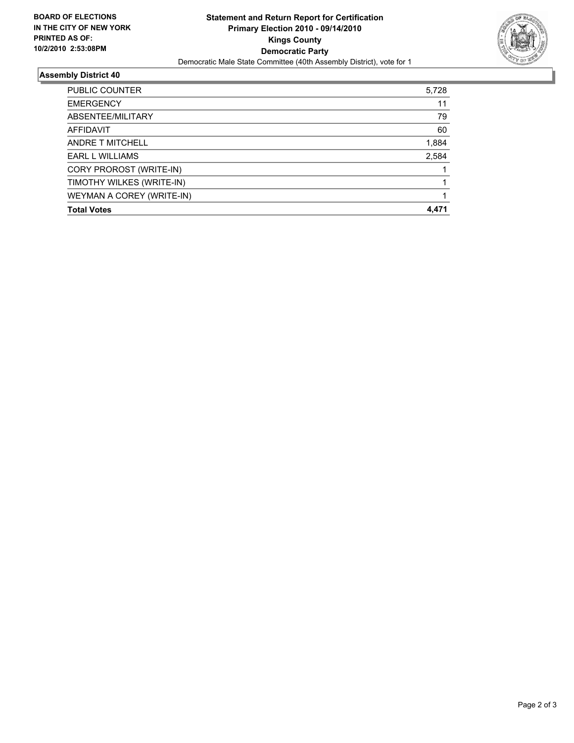**BOARD OF ELECTIONS IN THE CITY OF NEW YORK PRINTED AS OF: 10/2/2010 2:53:08PM**

# Statement and Return Report for Certification
## Primary Election 2010 - 09/14/2010
## Kings County
## Democratic Party

Democratic Male State Committee (40th Assembly District), vote for 1

### Assembly District 40

| | |
|---|---|
| PUBLIC COUNTER | 5,728 |
| EMERGENCY | 11 |
| ABSENTEE/MILITARY | 79 |
| AFFIDAVIT | 60 |
| ANDRE T MITCHELL | 1,884 |
| EARL L WILLIAMS | 2,584 |
| CORY PROROST (WRITE-IN) | 1 |
| TIMOTHY WILKES (WRITE-IN) | 1 |
| WEYMAN A COREY (WRITE-IN) | 1 |
| **Total Votes** | **4,471** |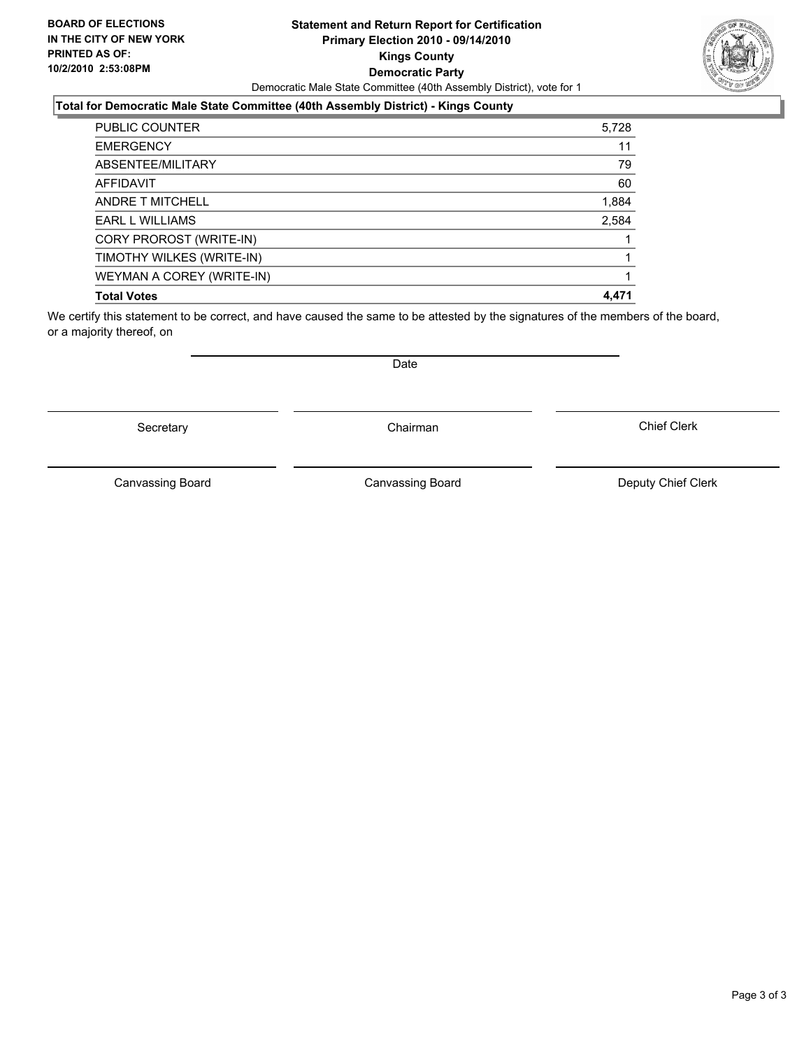**BOARD OF ELECTIONS IN THE CITY OF NEW YORK PRINTED AS OF: 10/2/2010 2:53:08PM**

**Statement and Return Report for Certification**
**Primary Election 2010 - 09/14/2010**
**Kings County**
**Democratic Party**
Democratic Male State Committee (40th Assembly District), vote for 1

**Total for Democratic Male State Committee (40th Assembly District) - Kings County**

| | |
|---|---|
| PUBLIC COUNTER | 5,728 |
| EMERGENCY | 11 |
| ABSENTEE/MILITARY | 79 |
| AFFIDAVIT | 60 |
| ANDRE T MITCHELL | 1,884 |
| EARL L WILLIAMS | 2,584 |
| CORY PROROST (WRITE-IN) | 1 |
| TIMOTHY WILKES (WRITE-IN) | 1 |
| WEYMAN A COREY (WRITE-IN) | 1 |
| **Total Votes** | **4,471** |

We certify this statement to be correct, and have caused the same to be attested by the signatures of the members of the board, or a majority thereof, on

Date

Secretary

Chairman

Chief Clerk

Canvassing Board

Canvassing Board

Deputy Chief Clerk